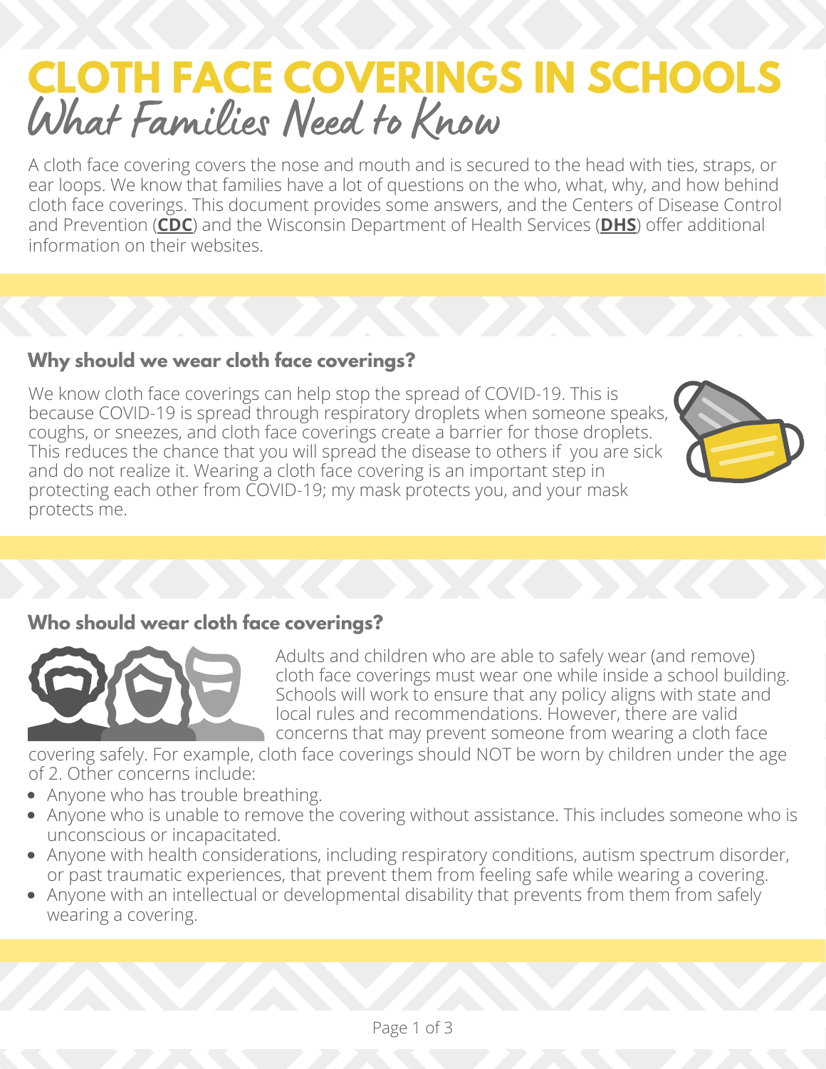# CLOTH FACE COVERINGS IN SCHOOLS

## What Families Need to Know

A cloth face covering covers the nose and mouth and is secured to the head with ties, straps, or ear loops. We know that families have a lot of questions on the who, what, why, and how behind cloth face coverings. This document provides some answers, and the Centers of Disease Control and Prevention (**CDC**) and the Wisconsin Department of Health Services (**DHS**) offer additional information on their websites.

### Why should we wear cloth face coverings?

We know cloth face coverings can help stop the spread of COVID-19. This is because COVID-19 is spread through respiratory droplets when someone speaks, coughs, or sneezes, and cloth face coverings create a barrier for those droplets. This reduces the chance that you will spread the disease to others if you are sick and do not realize it. Wearing a cloth face covering is an important step in protecting each other from COVID-19; my mask protects you, and your mask protects me.

### Who should wear cloth face coverings?

Adults and children who are able to safely wear (and remove) cloth face coverings must wear one while inside a school building. Schools will work to ensure that any policy aligns with state and local rules and recommendations. However, there are valid concerns that may prevent someone from wearing a cloth face covering safely. For example, cloth face coverings should NOT be worn by children under the age of 2. Other concerns include:

- Anyone who has trouble breathing.
- Anyone who is unable to remove the covering without assistance. This includes someone who is unconscious or incapacitated.
- Anyone with health considerations, including respiratory conditions, autism spectrum disorder, or past traumatic experiences, that prevent them from feeling safe while wearing a covering.
- Anyone with an intellectual or developmental disability that prevents from them from safely wearing a covering.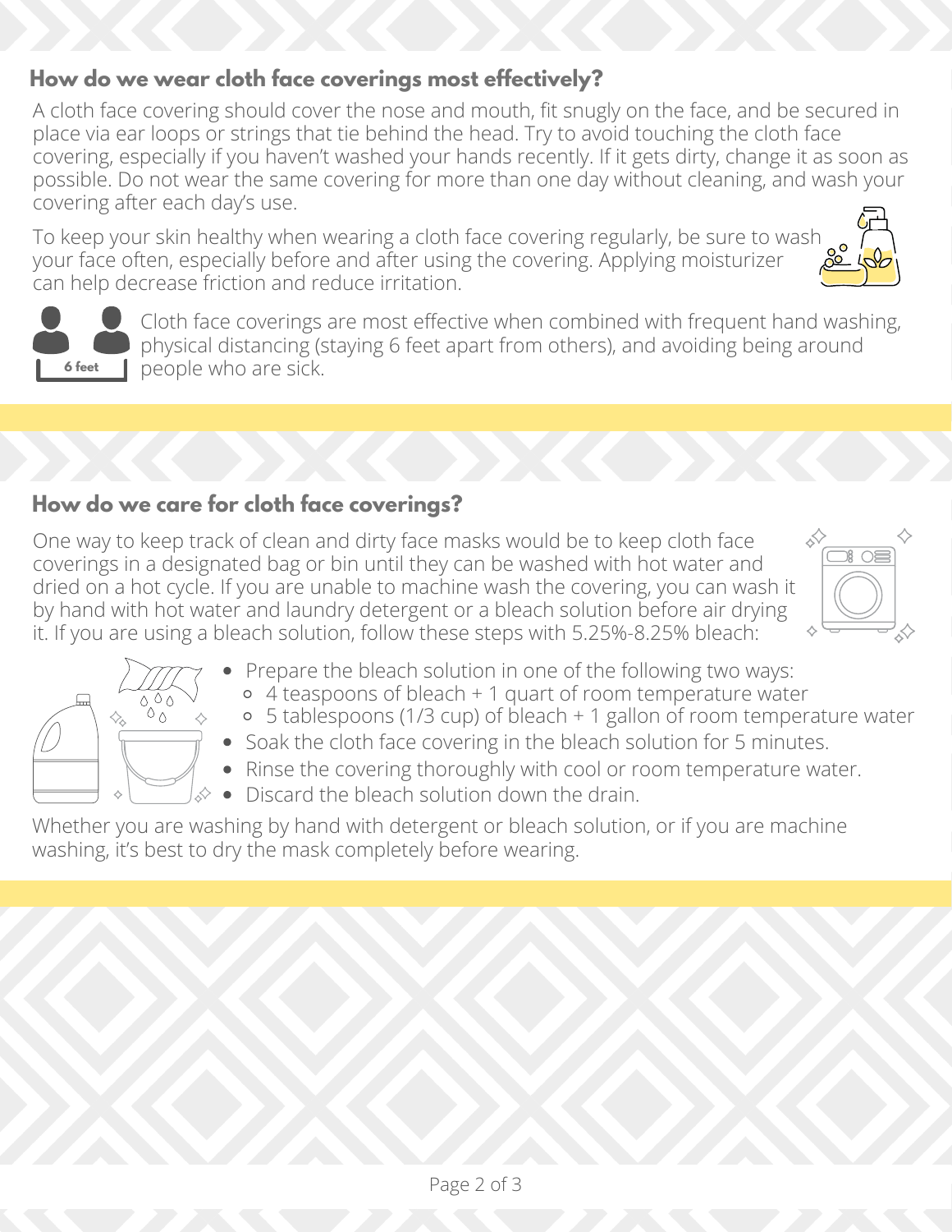## How do we wear cloth face coverings most effectively?

A cloth face covering should cover the nose and mouth, fit snugly on the face, and be secured in place via ear loops or strings that tie behind the head. Try to avoid touching the cloth face covering, especially if you haven't washed your hands recently. If it gets dirty, change it as soon as possible. Do not wear the same covering for more than one day without cleaning, and wash your covering after each day's use.

To keep your skin healthy when wearing a cloth face covering regularly, be sure to wash your face often, especially before and after using the covering. Applying moisturizer can help decrease friction and reduce irritation.

Cloth face coverings are most effective when combined with frequent hand washing, physical distancing (staying 6 feet apart from others), and avoiding being around people who are sick.

## How do we care for cloth face coverings?

One way to keep track of clean and dirty face masks would be to keep cloth face coverings in a designated bag or bin until they can be washed with hot water and dried on a hot cycle. If you are unable to machine wash the covering, you can wash it by hand with hot water and laundry detergent or a bleach solution before air drying it. If you are using a bleach solution, follow these steps with 5.25%-8.25% bleach:

- Prepare the bleach solution in one of the following two ways:
  - 4 teaspoons of bleach + 1 quart of room temperature water
  - 5 tablespoons (1/3 cup) of bleach + 1 gallon of room temperature water
- Soak the cloth face covering in the bleach solution for 5 minutes.
- Rinse the covering thoroughly with cool or room temperature water.
- Discard the bleach solution down the drain.

Whether you are washing by hand with detergent or bleach solution, or if you are machine washing, it's best to dry the mask completely before wearing.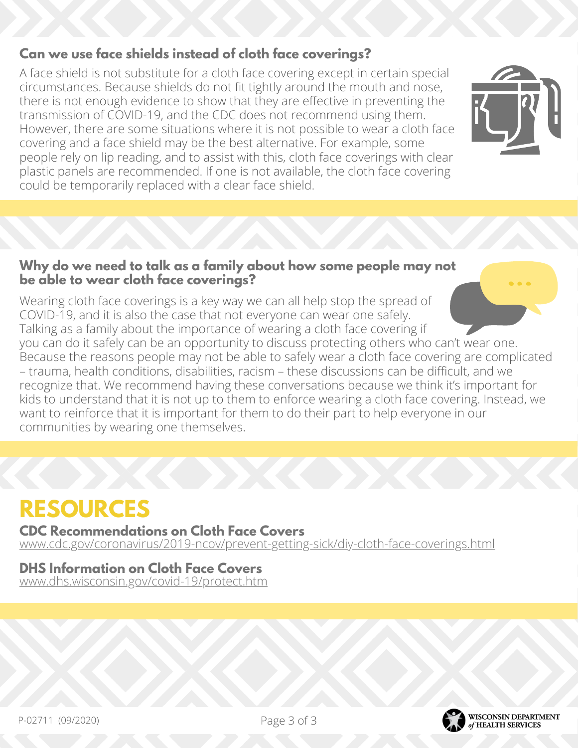### Can we use face shields instead of cloth face coverings?

A face shield is not substitute for a cloth face covering except in certain special circumstances. Because shields do not fit tightly around the mouth and nose, there is not enough evidence to show that they are effective in preventing the transmission of COVID-19, and the CDC does not recommend using them. However, there are some situations where it is not possible to wear a cloth face covering and a face shield may be the best alternative. For example, some people rely on lip reading, and to assist with this, cloth face coverings with clear plastic panels are recommended. If one is not available, the cloth face covering could be temporarily replaced with a clear face shield.

### Why do we need to talk as a family about how some people may not be able to wear cloth face coverings?

Wearing cloth face coverings is a key way we can all help stop the spread of COVID-19, and it is also the case that not everyone can wear one safely. Talking as a family about the importance of wearing a cloth face covering if you can do it safely can be an opportunity to discuss protecting others who can't wear one. Because the reasons people may not be able to safely wear a cloth face covering are complicated – trauma, health conditions, disabilities, racism – these discussions can be difficult, and we recognize that. We recommend having these conversations because we think it's important for kids to understand that it is not up to them to enforce wearing a cloth face covering. Instead, we want to reinforce that it is important for them to do their part to help everyone in our communities by wearing one themselves.

# RESOURCES

**CDC Recommendations on Cloth Face Covers**
www.cdc.gov/coronavirus/2019-ncov/prevent-getting-sick/diy-cloth-face-coverings.html

**DHS Information on Cloth Face Covers**
www.dhs.wisconsin.gov/covid-19/protect.htm

P-02711 (09/2020)

WISCONSIN DEPARTMENT of HEALTH SERVICES